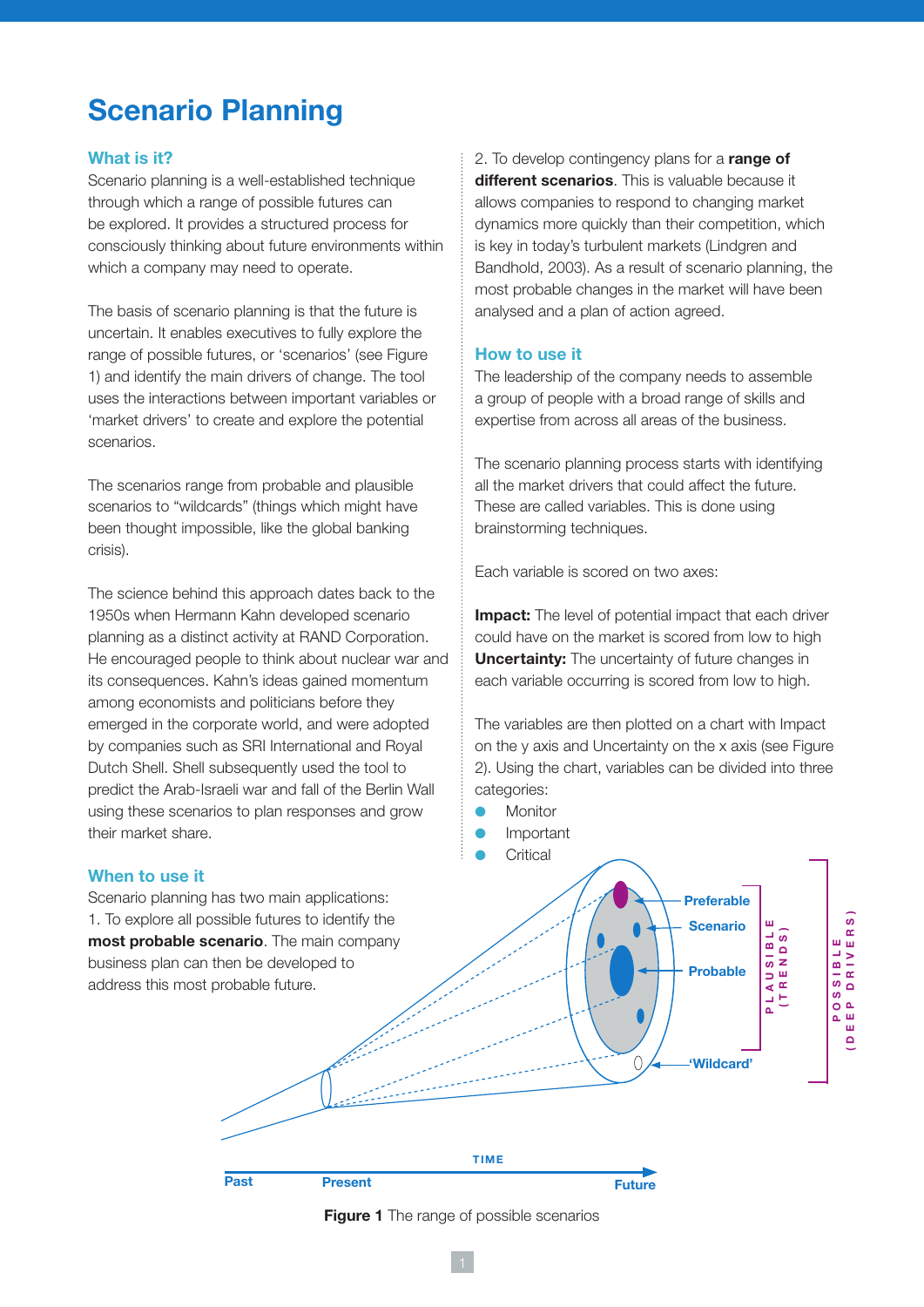# Scenario Planning

## What is it?

Scenario planning is a well-established technique through which a range of possible futures can be explored. It provides a structured process for consciously thinking about future environments within which a company may need to operate.

The basis of scenario planning is that the future is uncertain. It enables executives to fully explore the range of possible futures, or 'scenarios' (see Figure 1) and identify the main drivers of change. The tool uses the interactions between important variables or 'market drivers' to create and explore the potential scenarios.

The scenarios range from probable and plausible scenarios to "wildcards" (things which might have been thought impossible, like the global banking crisis).

The science behind this approach dates back to the 1950s when Hermann Kahn developed scenario planning as a distinct activity at RAND Corporation. He encouraged people to think about nuclear war and its consequences. Kahn's ideas gained momentum among economists and politicians before they emerged in the corporate world, and were adopted by companies such as SRI International and Royal Dutch Shell. Shell subsequently used the tool to predict the Arab-Israeli war and fall of the Berlin Wall using these scenarios to plan responses and grow their market share.

## When to use it

Scenario planning has two main applications:

1. To explore all possible futures to identify the **most probable scenario**. The main company business plan can then be developed to address this most probable future.
2. To develop contingency plans for a **range of different scenarios**. This is valuable because it allows companies to respond to changing market dynamics more quickly than their competition, which is key in today's turbulent markets (Lindgren and Bandhold, 2003). As a result of scenario planning, the most probable changes in the market will have been analysed and a plan of action agreed.

## How to use it

The leadership of the company needs to assemble a group of people with a broad range of skills and expertise from across all areas of the business.

The scenario planning process starts with identifying all the market drivers that could affect the future. These are called variables. This is done using brainstorming techniques.

Each variable is scored on two axes:

**Impact:** The level of potential impact that each driver could have on the market is scored from low to high
**Uncertainty:** The uncertainty of future changes in each variable occurring is scored from low to high.

The variables are then plotted on a chart with Impact on the y axis and Uncertainty on the x axis (see Figure 2). Using the chart, variables can be divided into three categories:

- Monitor
- Important
- Critical

Preferable
Scenario
Probable
'Wildcard'
PLAUSIBLE (TRENDS)
POSSIBLE (DEEP DRIVERS)
TIME
Past Present Future

**Figure 1** The range of possible scenarios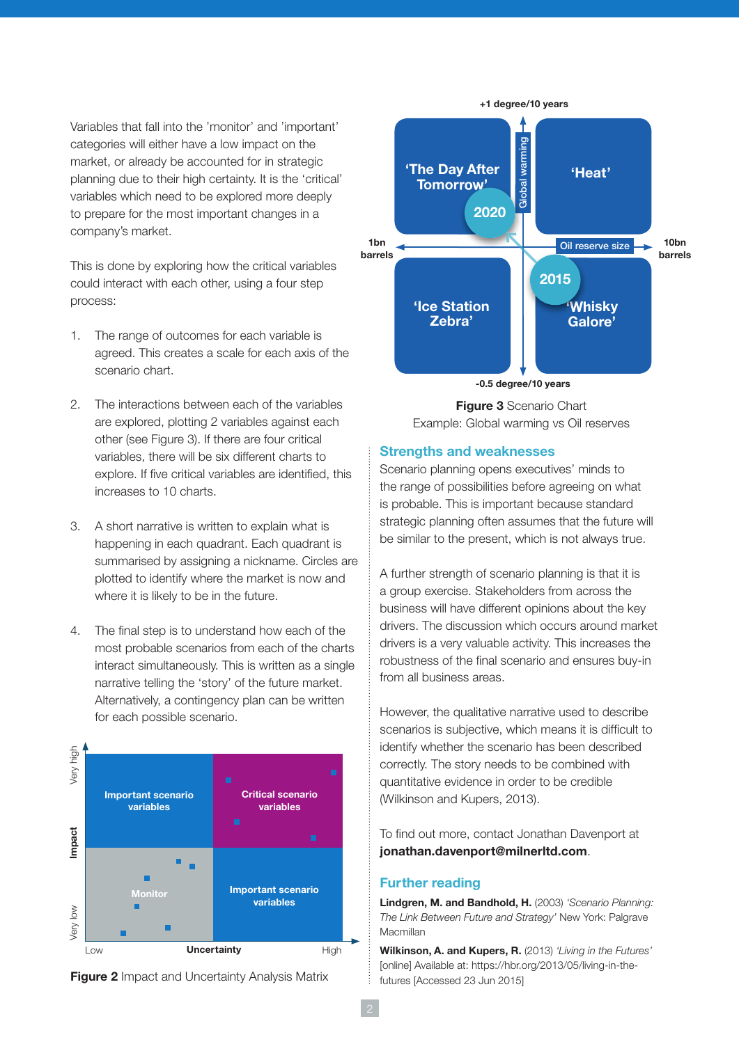Variables that fall into the 'monitor' and 'important' categories will either have a low impact on the market, or already be accounted for in strategic planning due to their high certainty. It is the 'critical' variables which need to be explored more deeply to prepare for the most important changes in a company's market.

This is done by exploring how the critical variables could interact with each other, using a four step process:

1. The range of outcomes for each variable is agreed. This creates a scale for each axis of the scenario chart.
2. The interactions between each of the variables are explored, plotting 2 variables against each other (see Figure 3). If there are four critical variables, there will be six different charts to explore. If five critical variables are identified, this increases to 10 charts.
3. A short narrative is written to explain what is happening in each quadrant. Each quadrant is summarised by assigning a nickname. Circles are plotted to identify where the market is now and where it is likely to be in the future.
4. The final step is to understand how each of the most probable scenarios from each of the charts interact simultaneously. This is written as a single narrative telling the 'story' of the future market. Alternatively, a contingency plan can be written for each possible scenario.

Very high
Impact
Very low
Important scenario variables
Critical scenario variables
Monitor
Important scenario variables
Low
Uncertainty
High

**Figure 2** Impact and Uncertainty Analysis Matrix

+1 degree/10 years
Global warming
'The Day After Tomorrow'
2020
'Heat'
1bn barrels
Oil reserve size
10bn barrels
'Ice Station Zebra'
2015
'Whisky Galore'
-0.5 degree/10 years

**Figure 3** Scenario Chart
Example: Global warming vs Oil reserves

## Strengths and weaknesses

Scenario planning opens executives' minds to the range of possibilities before agreeing on what is probable. This is important because standard strategic planning often assumes that the future will be similar to the present, which is not always true.

A further strength of scenario planning is that it is a group exercise. Stakeholders from across the business will have different opinions about the key drivers. The discussion which occurs around market drivers is a very valuable activity. This increases the robustness of the final scenario and ensures buy-in from all business areas.

However, the qualitative narrative used to describe scenarios is subjective, which means it is difficult to identify whether the scenario has been described correctly. The story needs to be combined with quantitative evidence in order to be credible (Wilkinson and Kupers, 2013).

To find out more, contact Jonathan Davenport at **jonathan.davenport@milnerltd.com**.

## Further reading

**Lindgren, M. and Bandhold, H.** (2003) *'Scenario Planning: The Link Between Future and Strategy'* New York: Palgrave Macmillan

**Wilkinson, A. and Kupers, R.** (2013) *'Living in the Futures'* [online] Available at: https://hbr.org/2013/05/living-in-the-futures [Accessed 23 Jun 2015]